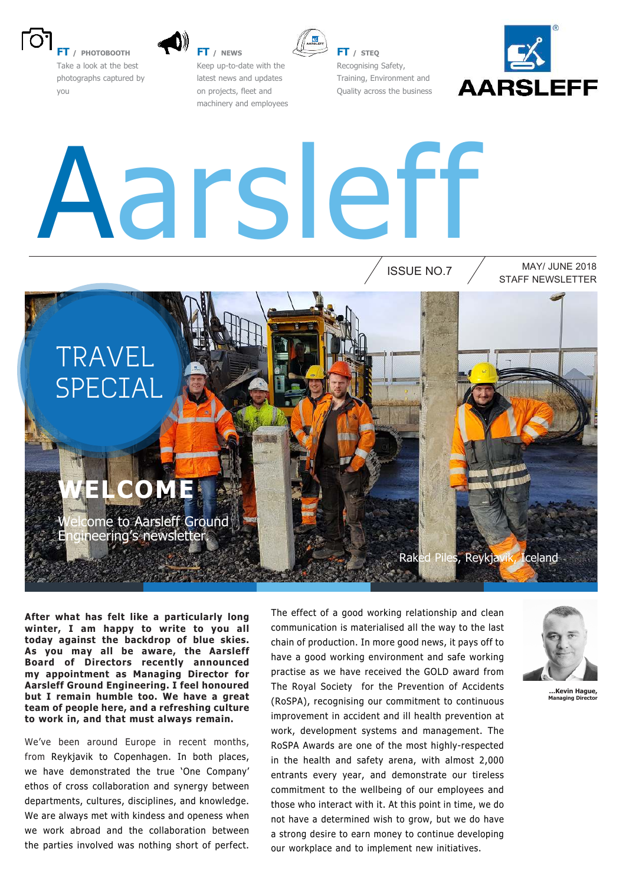**FT / PHOTOBOOTH**
Take a look at the best photographs captured by you

**FT / NEWS**
Keep up-to-date with the latest news and updates on projects, fleet and machinery and employees

**FT / STEQ**
Recognising Safety, Training, Environment and Quality across the business

AARSLEFF

# Aarsleff

ISSUE NO.7

MAY/ JUNE 2018
STAFF NEWSLETTER

TRAVEL SPECIAL

## WELCOME

Welcome to Aarsleff Ground Engineering's newsletter.

Raked Piles, Reykjavik, Iceland

**After what has felt like a particularly long winter, I am happy to write to you all today against the backdrop of blue skies. As you may all be aware, the Aarsleff Board of Directors recently announced my appointment as Managing Director for Aarsleff Ground Engineering. I feel honoured but I remain humble too. We have a great team of people here, and a refreshing culture to work in, and that must always remain.**

We've been around Europe in recent months, from Reykjavik to Copenhagen. In both places, we have demonstrated the true 'One Company' ethos of cross collaboration and synergy between departments, cultures, disciplines, and knowledge. We are always met with kindness and openess when we work abroad and the collaboration between the parties involved was nothing short of perfect.

The effect of a good working relationship and clean communication is materialised all the way to the last chain of production. In more good news, it pays off to have a good working environment and safe working practise as we have received the GOLD award from The Royal Society for the Prevention of Accidents (RoSPA), recognising our commitment to continuous improvement in accident and ill health prevention at work, development systems and management. The RoSPA Awards are one of the most highly-respected in the health and safety arena, with almost 2,000 entrants every year, and demonstrate our tireless commitment to the wellbeing of our employees and those who interact with it. At this point in time, we do not have a determined wish to grow, but we do have a strong desire to earn money to continue developing our workplace and to implement new initiatives.

**...Kevin Hague, Managing Director**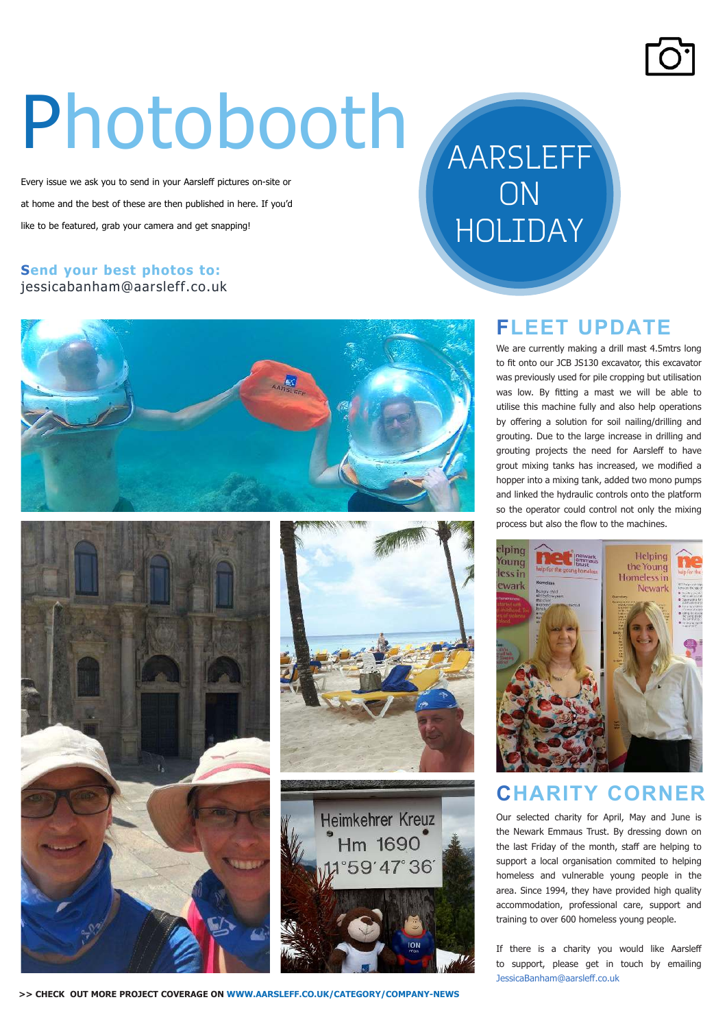# Photobooth

Every issue we ask you to send in your Aarsleff pictures on-site or at home and the best of these are then published in here. If you'd like to be featured, grab your camera and get snapping!

**Send your best photos to:**
jessicabanham@aarsleff.co.uk

## AARSLEFF ON HOLIDAY

## FLEET UPDATE

We are currently making a drill mast 4.5mtrs long to fit onto our JCB JS130 excavator, this excavator was previously used for pile cropping but utilisation was low. By fitting a mast we will be able to utilise this machine fully and also help operations by offering a solution for soil nailing/drilling and grouting. Due to the large increase in drilling and grouting projects the need for Aarsleff to have grout mixing tanks has increased, we modified a hopper into a mixing tank, added two mono pumps and linked the hydraulic controls onto the platform so the operator could control not only the mixing process but also the flow to the machines.

## CHARITY CORNER

Our selected charity for April, May and June is the Newark Emmaus Trust. By dressing down on the last Friday of the month, staff are helping to support a local organisation commited to helping homeless and vulnerable young people in the area. Since 1994, they have provided high quality accommodation, professional care, support and training to over 600 homeless young people.

If there is a charity you would like Aarsleff to support, please get in touch by emailing JessicaBanham@aarsleff.co.uk

**>> CHECK OUT MORE PROJECT COVERAGE ON WWW.AARSLEFF.CO.UK/CATEGORY/COMPANY-NEWS**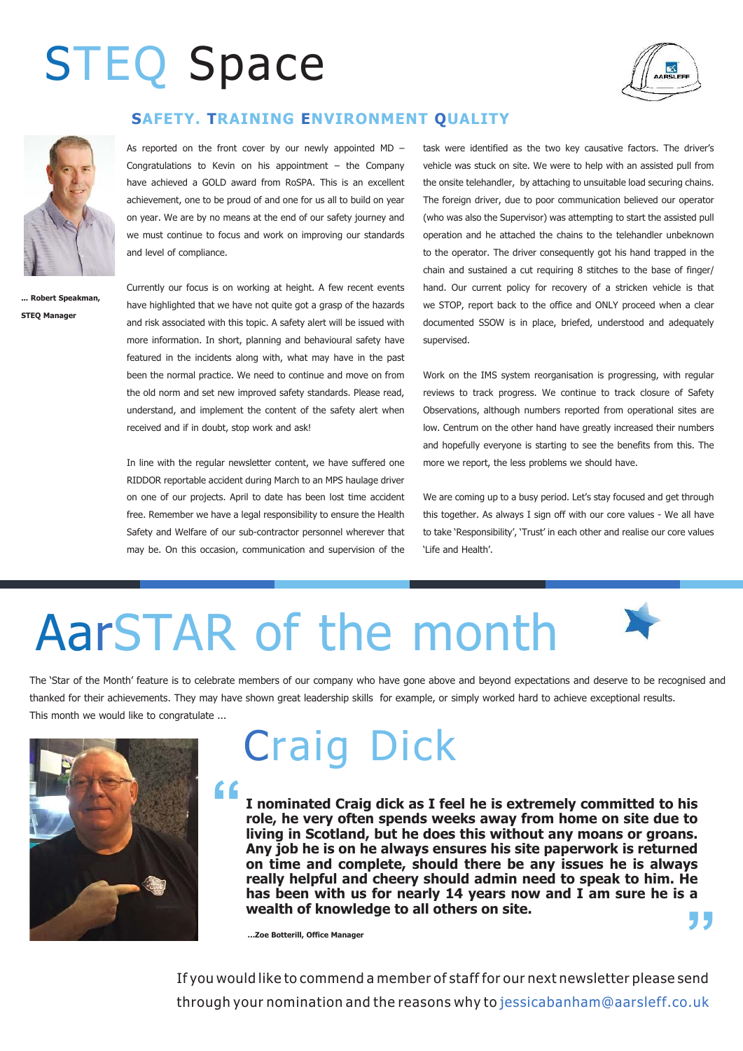# STEQ Space

## SAFETY. TRAINING ENVIRONMENT QUALITY

... Robert Speakman,
STEQ Manager

As reported on the front cover by our newly appointed MD – Congratulations to Kevin on his appointment – the Company have achieved a GOLD award from RoSPA. This is an excellent achievement, one to be proud of and one for us all to build on year on year. We are by no means at the end of our safety journey and we must continue to focus and work on improving our standards and level of compliance.

Currently our focus is on working at height. A few recent events have highlighted that we have not quite got a grasp of the hazards and risk associated with this topic. A safety alert will be issued with more information. In short, planning and behavioural safety have featured in the incidents along with, what may have in the past been the normal practice. We need to continue and move on from the old norm and set new improved safety standards. Please read, understand, and implement the content of the safety alert when received and if in doubt, stop work and ask!

In line with the regular newsletter content, we have suffered one RIDDOR reportable accident during March to an MPS haulage driver on one of our projects. April to date has been lost time accident free. Remember we have a legal responsibility to ensure the Health Safety and Welfare of our sub-contractor personnel wherever that may be. On this occasion, communication and supervision of the task were identified as the two key causative factors. The driver's vehicle was stuck on site. We were to help with an assisted pull from the onsite telehandler, by attaching to unsuitable load securing chains. The foreign driver, due to poor communication believed our operator (who was also the Supervisor) was attempting to start the assisted pull operation and he attached the chains to the telehandler unbeknown to the operator. The driver consequently got his hand trapped in the chain and sustained a cut requiring 8 stitches to the base of finger/ hand. Our current policy for recovery of a stricken vehicle is that we STOP, report back to the office and ONLY proceed when a clear documented SSOW is in place, briefed, understood and adequately supervised.

Work on the IMS system reorganisation is progressing, with regular reviews to track progress. We continue to track closure of Safety Observations, although numbers reported from operational sites are low. Centrum on the other hand have greatly increased their numbers and hopefully everyone is starting to see the benefits from this. The more we report, the less problems we should have.

We are coming up to a busy period. Let's stay focused and get through this together. As always I sign off with our core values - We all have to take 'Responsibility', 'Trust' in each other and realise our core values 'Life and Health'.

# AarSTAR of the month

The 'Star of the Month' feature is to celebrate members of our company who have gone above and beyond expectations and deserve to be recognised and thanked for their achievements. They may have shown great leadership skills for example, or simply worked hard to achieve exceptional results.
This month we would like to congratulate ...

## Craig Dick

**"I nominated Craig dick as I feel he is extremely committed to his role, he very often spends weeks away from home on site due to living in Scotland, but he does this without any moans or groans. Any job he is on he always ensures his site paperwork is returned on time and complete, should there be any issues he is always really helpful and cheery should admin need to speak to him. He has been with us for nearly 14 years now and I am sure he is a wealth of knowledge to all others on site."**

**...Zoe Botterill, Office Manager**

If you would like to commend a member of staff for our next newsletter please send through your nomination and the reasons why to jessicabanham@aarsleff.co.uk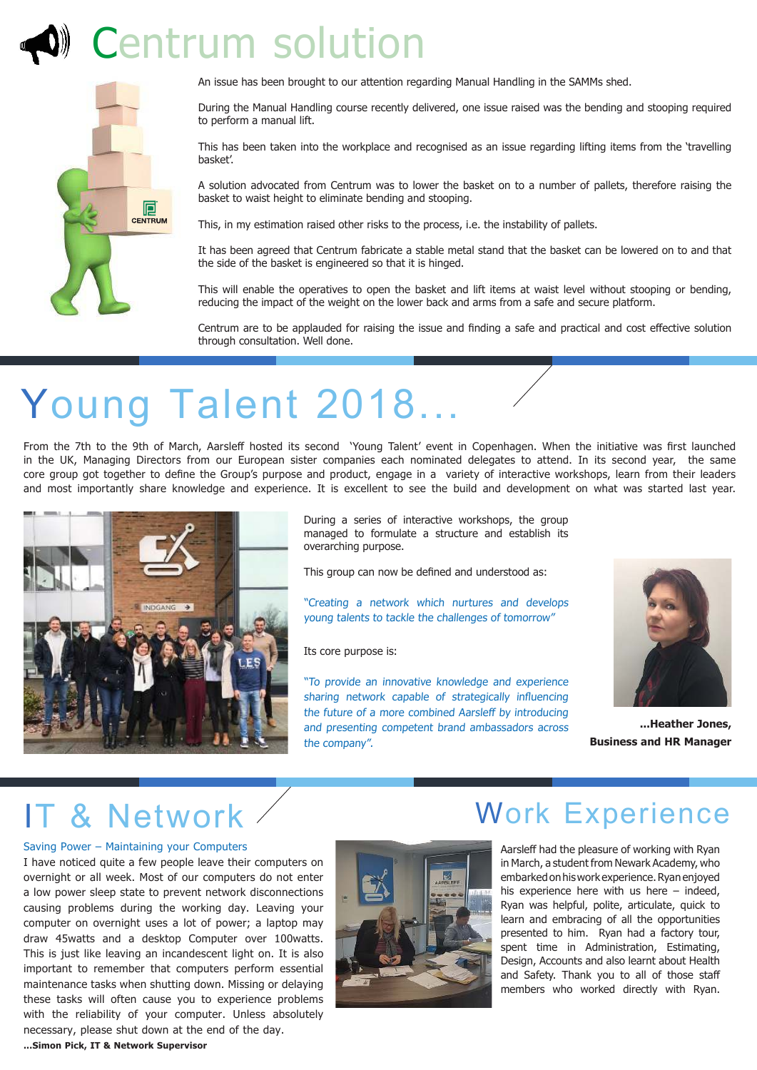# Centrum solution

An issue has been brought to our attention regarding Manual Handling in the SAMMs shed.

During the Manual Handling course recently delivered, one issue raised was the bending and stooping required to perform a manual lift.

This has been taken into the workplace and recognised as an issue regarding lifting items from the 'travelling basket'.

A solution advocated from Centrum was to lower the basket on to a number of pallets, therefore raising the basket to waist height to eliminate bending and stooping.

This, in my estimation raised other risks to the process, i.e. the instability of pallets.

It has been agreed that Centrum fabricate a stable metal stand that the basket can be lowered on to and that the side of the basket is engineered so that it is hinged.

This will enable the operatives to open the basket and lift items at waist level without stooping or bending, reducing the impact of the weight on the lower back and arms from a safe and secure platform.

Centrum are to be applauded for raising the issue and finding a safe and practical and cost effective solution through consultation. Well done.

# Young Talent 2018...

From the 7th to the 9th of March, Aarsleff hosted its second 'Young Talent' event in Copenhagen. When the initiative was first launched in the UK, Managing Directors from our European sister companies each nominated delegates to attend. In its second year, the same core group got together to define the Group's purpose and product, engage in a variety of interactive workshops, learn from their leaders and most importantly share knowledge and experience. It is excellent to see the build and development on what was started last year.

During a series of interactive workshops, the group managed to formulate a structure and establish its overarching purpose.

This group can now be defined and understood as:

*"Creating a network which nurtures and develops young talents to tackle the challenges of tomorrow"*

Its core purpose is:

*"To provide an innovative knowledge and experience sharing network capable of strategically influencing the future of a more combined Aarsleff by introducing and presenting competent brand ambassadors across the company".*

**...Heather Jones, Business and HR Manager**

# IT & Network

Saving Power – Maintaining your Computers

I have noticed quite a few people leave their computers on overnight or all week. Most of our computers do not enter a low power sleep state to prevent network disconnections causing problems during the working day. Leaving your computer on overnight uses a lot of power; a laptop may draw 45watts and a desktop Computer over 100watts. This is just like leaving an incandescent light on. It is also important to remember that computers perform essential maintenance tasks when shutting down. Missing or delaying these tasks will often cause you to experience problems with the reliability of your computer. Unless absolutely necessary, please shut down at the end of the day.

**...Simon Pick, IT & Network Supervisor**

# Work Experience

Aarsleff had the pleasure of working with Ryan in March, a student from Newark Academy, who embarked on his work experience. Ryan enjoyed his experience here with us here – indeed, Ryan was helpful, polite, articulate, quick to learn and embracing of all the opportunities presented to him. Ryan had a factory tour, spent time in Administration, Estimating, Design, Accounts and also learnt about Health and Safety. Thank you to all of those staff members who worked directly with Ryan.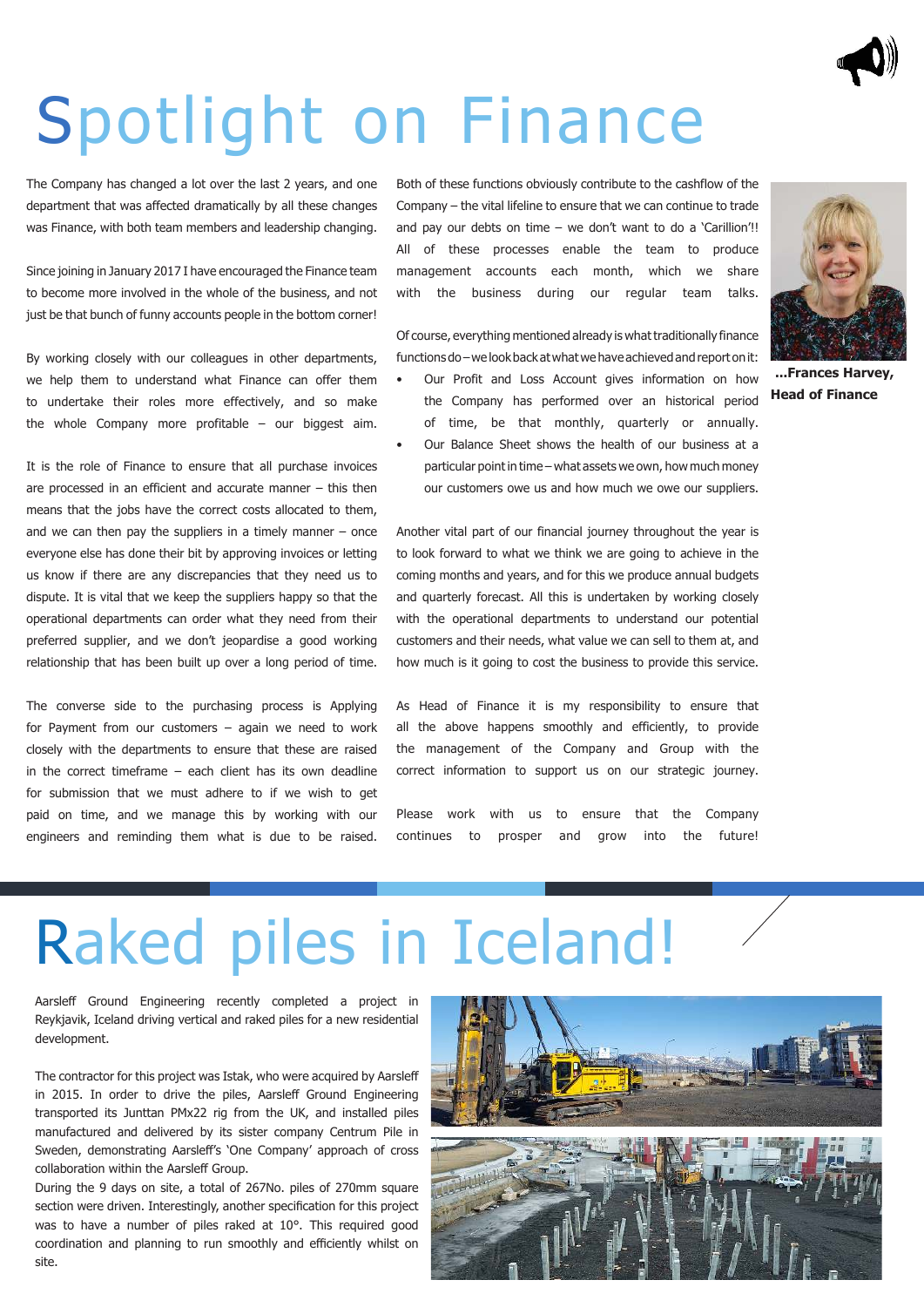# Spotlight on Finance

The Company has changed a lot over the last 2 years, and one department that was affected dramatically by all these changes was Finance, with both team members and leadership changing.

Since joining in January 2017 I have encouraged the Finance team to become more involved in the whole of the business, and not just be that bunch of funny accounts people in the bottom corner!

By working closely with our colleagues in other departments, we help them to understand what Finance can offer them to undertake their roles more effectively, and so make the whole Company more profitable – our biggest aim.

It is the role of Finance to ensure that all purchase invoices are processed in an efficient and accurate manner – this then means that the jobs have the correct costs allocated to them, and we can then pay the suppliers in a timely manner – once everyone else has done their bit by approving invoices or letting us know if there are any discrepancies that they need us to dispute. It is vital that we keep the suppliers happy so that the operational departments can order what they need from their preferred supplier, and we don't jeopardise a good working relationship that has been built up over a long period of time.

The converse side to the purchasing process is Applying for Payment from our customers – again we need to work closely with the departments to ensure that these are raised in the correct timeframe – each client has its own deadline for submission that we must adhere to if we wish to get paid on time, and we manage this by working with our engineers and reminding them what is due to be raised.

Both of these functions obviously contribute to the cashflow of the Company – the vital lifeline to ensure that we can continue to trade and pay our debts on time – we don't want to do a 'Carillion'!! All of these processes enable the team to produce management accounts each month, which we share with the business during our regular team talks.

Of course, everything mentioned already is what traditionally finance functions do – we look back at what we have achieved and report on it:

- Our Profit and Loss Account gives information on how the Company has performed over an historical period of time, be that monthly, quarterly or annually.
- Our Balance Sheet shows the health of our business at a particular point in time – what assets we own, how much money our customers owe us and how much we owe our suppliers.

Another vital part of our financial journey throughout the year is to look forward to what we think we are going to achieve in the coming months and years, and for this we produce annual budgets and quarterly forecast. All this is undertaken by working closely with the operational departments to understand our potential customers and their needs, what value we can sell to them at, and how much is it going to cost the business to provide this service.

As Head of Finance it is my responsibility to ensure that all the above happens smoothly and efficiently, to provide the management of the Company and Group with the correct information to support us on our strategic journey.

Please work with us to ensure that the Company continues to prosper and grow into the future!

**...Frances Harvey, Head of Finance**

# Raked piles in Iceland!

Aarsleff Ground Engineering recently completed a project in Reykjavik, Iceland driving vertical and raked piles for a new residential development.

The contractor for this project was Istak, who were acquired by Aarsleff in 2015. In order to drive the piles, Aarsleff Ground Engineering transported its Junttan PMx22 rig from the UK, and installed piles manufactured and delivered by its sister company Centrum Pile in Sweden, demonstrating Aarsleff's 'One Company' approach of cross collaboration within the Aarsleff Group.

During the 9 days on site, a total of 267No. piles of 270mm square section were driven. Interestingly, another specification for this project was to have a number of piles raked at 10°. This required good coordination and planning to run smoothly and efficiently whilst on site.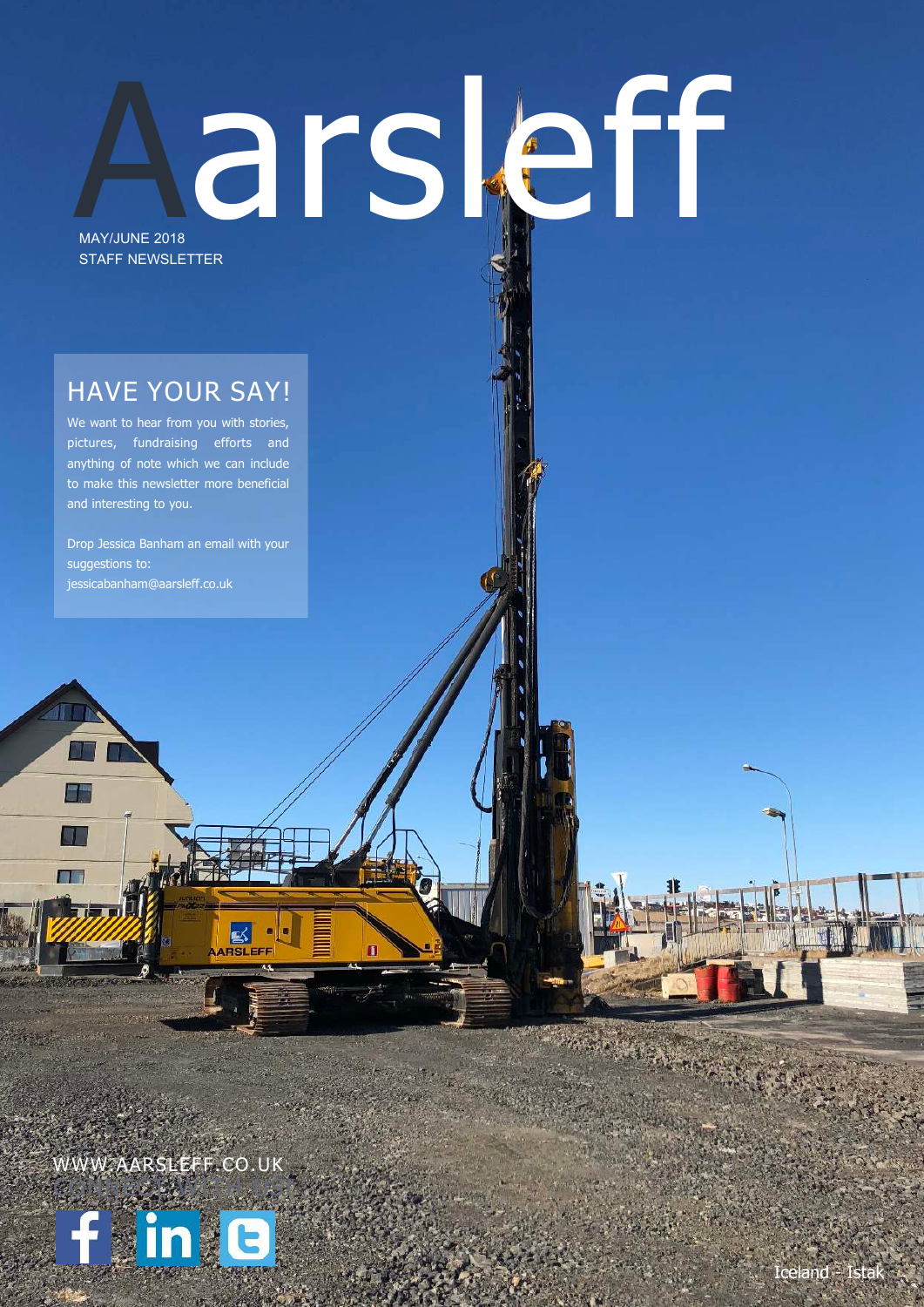# Aarsleff

MAY/JUNE 2018
STAFF NEWSLETTER

## HAVE YOUR SAY!

We want to hear from you with stories, pictures, fundraising efforts and anything of note which we can include to make this newsletter more beneficial and interesting to you.

Drop Jessica Banham an email with your suggestions to:
jessicabanham@aarsleff.co.uk

WWW.AARSLEFF.CO.UK

CONNECT WITH US!

Iceland - Istak